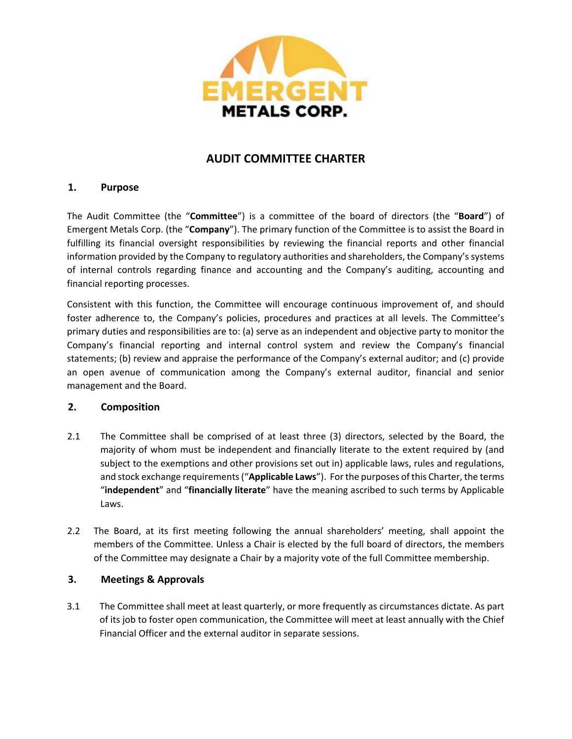# AUDIT COMMITTEE CHARTER

## 1. Purpose

The Audit Committee (the "**Committee**") is a committee of the board of directors (the "**Board**") of Emergent Metals Corp. (the "**Company**"). The primary function of the Committee is to assist the Board in fulfilling its financial oversight responsibilities by reviewing the financial reports and other financial information provided by the Company to regulatory authorities and shareholders, the Company's systems of internal controls regarding finance and accounting and the Company's auditing, accounting and financial reporting processes.

Consistent with this function, the Committee will encourage continuous improvement of, and should foster adherence to, the Company's policies, procedures and practices at all levels. The Committee's primary duties and responsibilities are to: (a) serve as an independent and objective party to monitor the Company's financial reporting and internal control system and review the Company's financial statements; (b) review and appraise the performance of the Company's external auditor; and (c) provide an open avenue of communication among the Company's external auditor, financial and senior management and the Board.

## 2. Composition

2.1 The Committee shall be comprised of at least three (3) directors, selected by the Board, the majority of whom must be independent and financially literate to the extent required by (and subject to the exemptions and other provisions set out in) applicable laws, rules and regulations, and stock exchange requirements ("**Applicable Laws**"). For the purposes of this Charter, the terms "**independent**" and "**financially literate**" have the meaning ascribed to such terms by Applicable Laws.

2.2 The Board, at its first meeting following the annual shareholders' meeting, shall appoint the members of the Committee. Unless a Chair is elected by the full board of directors, the members of the Committee may designate a Chair by a majority vote of the full Committee membership.

## 3. Meetings & Approvals

3.1 The Committee shall meet at least quarterly, or more frequently as circumstances dictate. As part of its job to foster open communication, the Committee will meet at least annually with the Chief Financial Officer and the external auditor in separate sessions.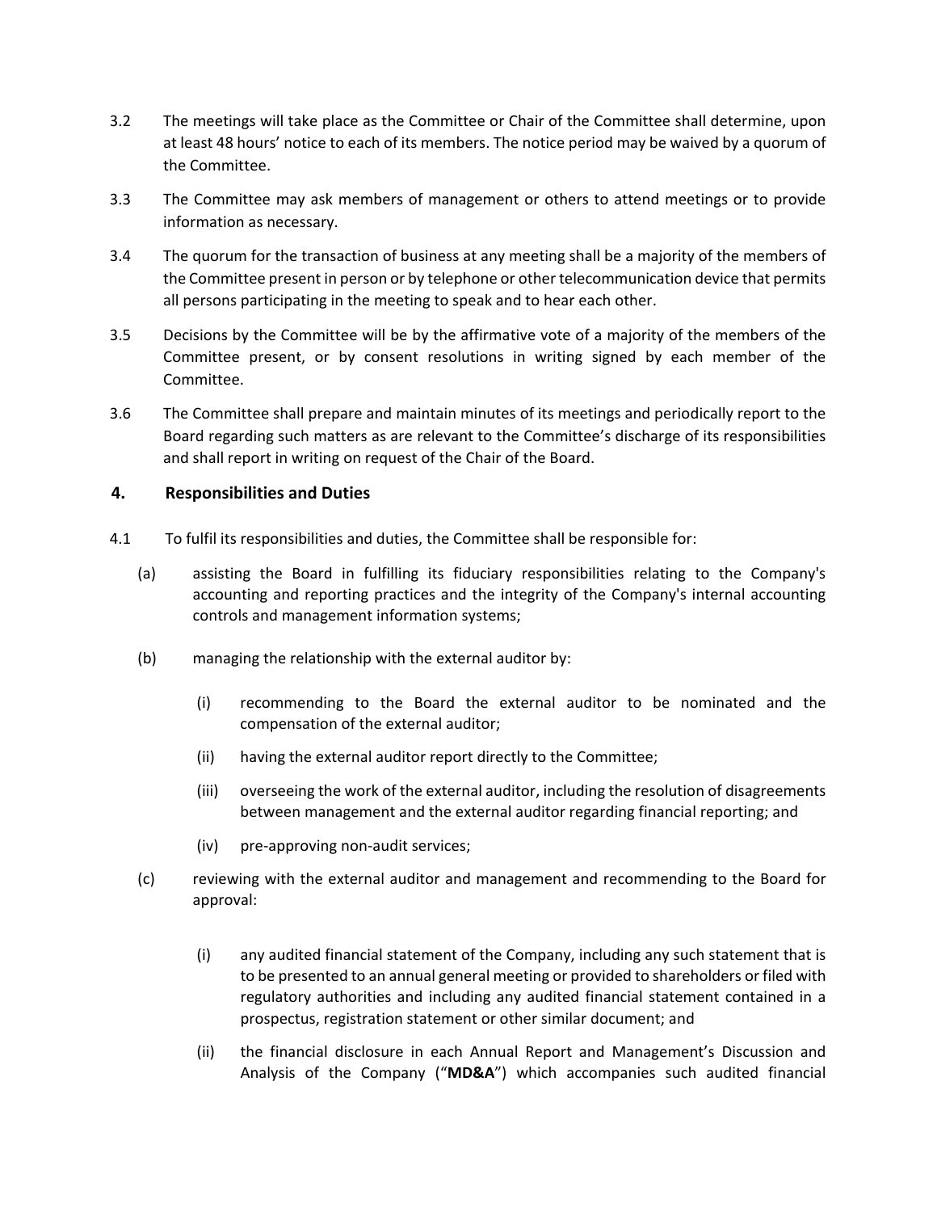3.2 The meetings will take place as the Committee or Chair of the Committee shall determine, upon at least 48 hours' notice to each of its members. The notice period may be waived by a quorum of the Committee.

3.3 The Committee may ask members of management or others to attend meetings or to provide information as necessary.

3.4 The quorum for the transaction of business at any meeting shall be a majority of the members of the Committee present in person or by telephone or other telecommunication device that permits all persons participating in the meeting to speak and to hear each other.

3.5 Decisions by the Committee will be by the affirmative vote of a majority of the members of the Committee present, or by consent resolutions in writing signed by each member of the Committee.

3.6 The Committee shall prepare and maintain minutes of its meetings and periodically report to the Board regarding such matters as are relevant to the Committee's discharge of its responsibilities and shall report in writing on request of the Chair of the Board.

## 4. Responsibilities and Duties

4.1 To fulfil its responsibilities and duties, the Committee shall be responsible for:

(a) assisting the Board in fulfilling its fiduciary responsibilities relating to the Company's accounting and reporting practices and the integrity of the Company's internal accounting controls and management information systems;

(b) managing the relationship with the external auditor by:

(i) recommending to the Board the external auditor to be nominated and the compensation of the external auditor;

(ii) having the external auditor report directly to the Committee;

(iii) overseeing the work of the external auditor, including the resolution of disagreements between management and the external auditor regarding financial reporting; and

(iv) pre-approving non-audit services;

(c) reviewing with the external auditor and management and recommending to the Board for approval:

(i) any audited financial statement of the Company, including any such statement that is to be presented to an annual general meeting or provided to shareholders or filed with regulatory authorities and including any audited financial statement contained in a prospectus, registration statement or other similar document; and

(ii) the financial disclosure in each Annual Report and Management's Discussion and Analysis of the Company ("**MD&A**") which accompanies such audited financial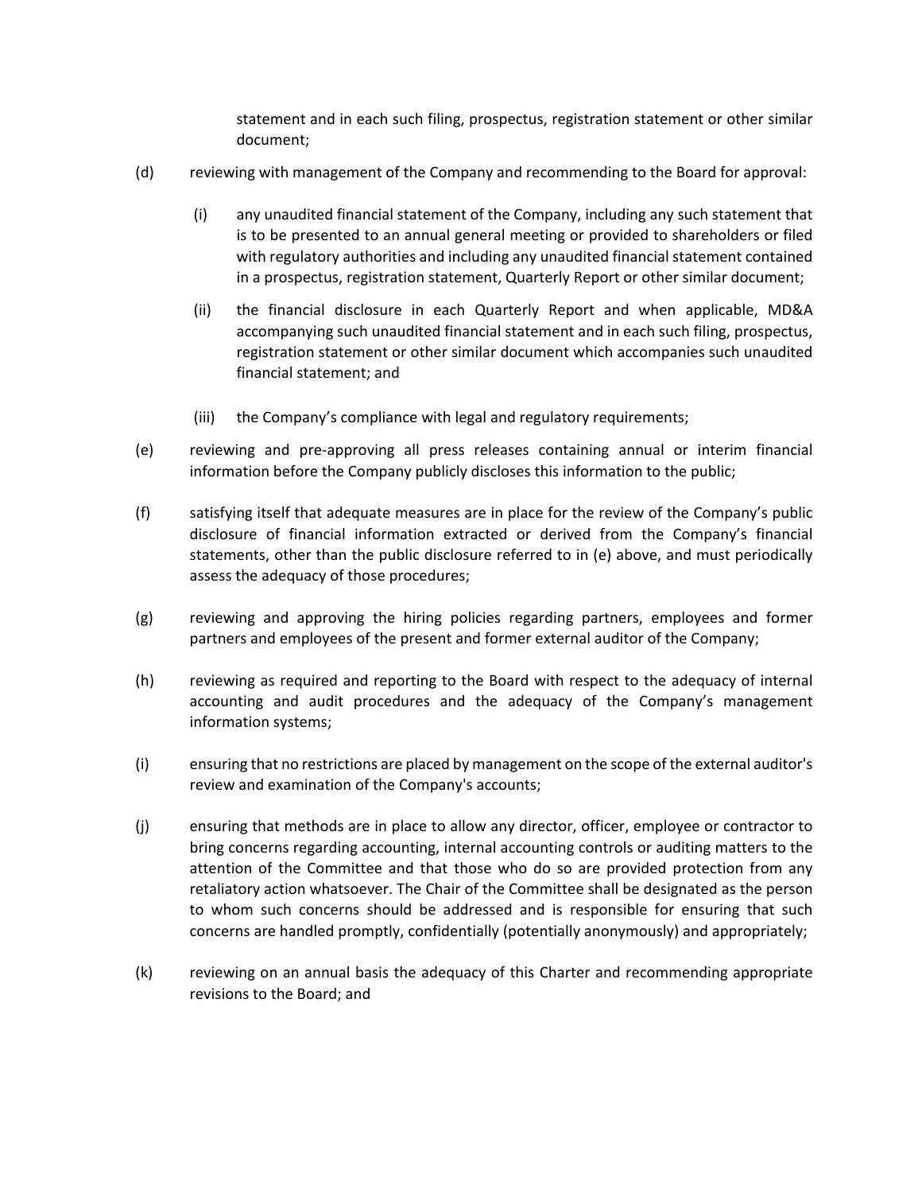statement and in each such filing, prospectus, registration statement or other similar document;

(d) reviewing with management of the Company and recommending to the Board for approval:

  (i) any unaudited financial statement of the Company, including any such statement that is to be presented to an annual general meeting or provided to shareholders or filed with regulatory authorities and including any unaudited financial statement contained in a prospectus, registration statement, Quarterly Report or other similar document;

  (ii) the financial disclosure in each Quarterly Report and when applicable, MD&A accompanying such unaudited financial statement and in each such filing, prospectus, registration statement or other similar document which accompanies such unaudited financial statement; and

  (iii) the Company's compliance with legal and regulatory requirements;

(e) reviewing and pre-approving all press releases containing annual or interim financial information before the Company publicly discloses this information to the public;

(f) satisfying itself that adequate measures are in place for the review of the Company's public disclosure of financial information extracted or derived from the Company's financial statements, other than the public disclosure referred to in (e) above, and must periodically assess the adequacy of those procedures;

(g) reviewing and approving the hiring policies regarding partners, employees and former partners and employees of the present and former external auditor of the Company;

(h) reviewing as required and reporting to the Board with respect to the adequacy of internal accounting and audit procedures and the adequacy of the Company's management information systems;

(i) ensuring that no restrictions are placed by management on the scope of the external auditor's review and examination of the Company's accounts;

(j) ensuring that methods are in place to allow any director, officer, employee or contractor to bring concerns regarding accounting, internal accounting controls or auditing matters to the attention of the Committee and that those who do so are provided protection from any retaliatory action whatsoever. The Chair of the Committee shall be designated as the person to whom such concerns should be addressed and is responsible for ensuring that such concerns are handled promptly, confidentially (potentially anonymously) and appropriately;

(k) reviewing on an annual basis the adequacy of this Charter and recommending appropriate revisions to the Board; and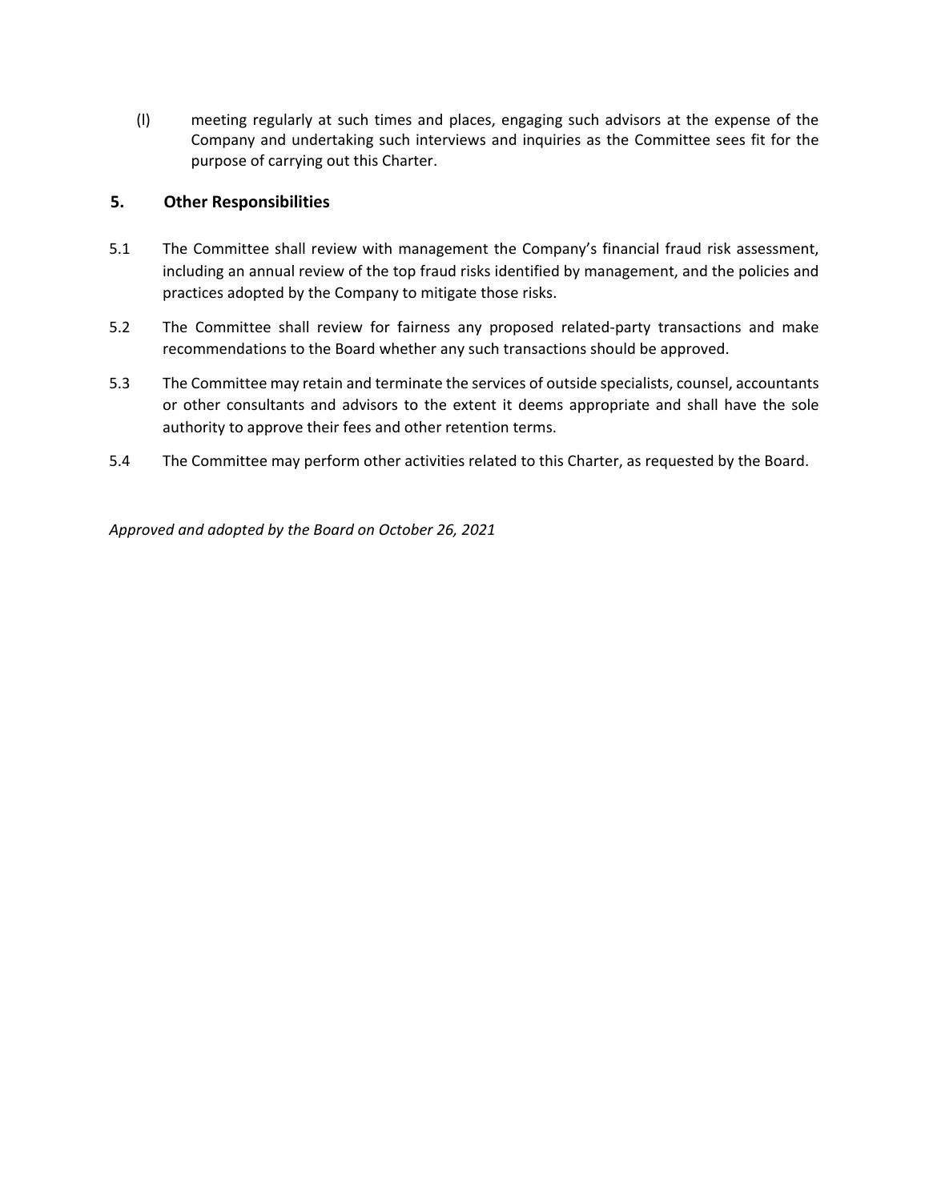(l) meeting regularly at such times and places, engaging such advisors at the expense of the Company and undertaking such interviews and inquiries as the Committee sees fit for the purpose of carrying out this Charter.

## 5. Other Responsibilities

5.1 The Committee shall review with management the Company's financial fraud risk assessment, including an annual review of the top fraud risks identified by management, and the policies and practices adopted by the Company to mitigate those risks.

5.2 The Committee shall review for fairness any proposed related-party transactions and make recommendations to the Board whether any such transactions should be approved.

5.3 The Committee may retain and terminate the services of outside specialists, counsel, accountants or other consultants and advisors to the extent it deems appropriate and shall have the sole authority to approve their fees and other retention terms.

5.4 The Committee may perform other activities related to this Charter, as requested by the Board.

*Approved and adopted by the Board on October 26, 2021*